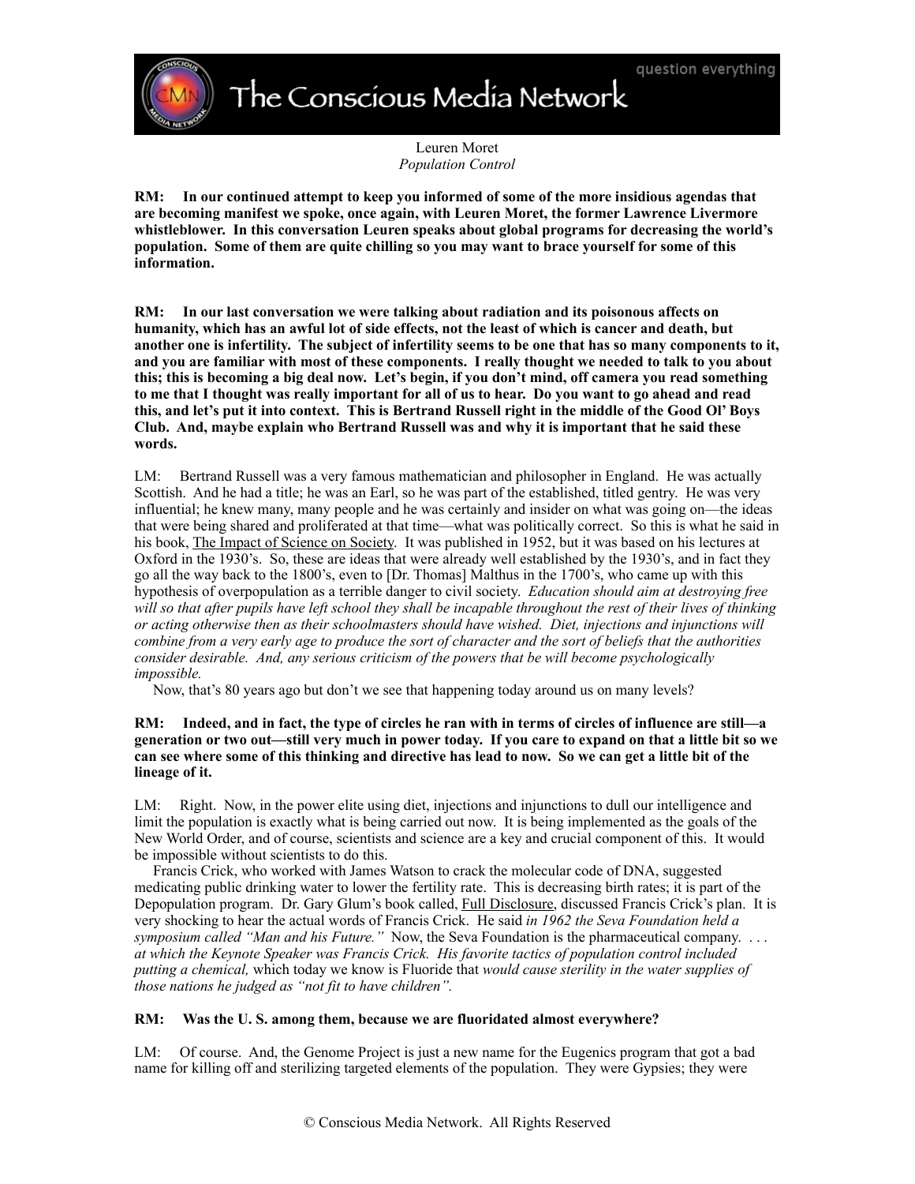Leuren Moret
*Population Control*

**RM: In our continued attempt to keep you informed of some of the more insidious agendas that are becoming manifest we spoke, once again, with Leuren Moret, the former Lawrence Livermore whistleblower. In this conversation Leuren speaks about global programs for decreasing the world's population. Some of them are quite chilling so you may want to brace yourself for some of this information.**

**RM: In our last conversation we were talking about radiation and its poisonous affects on humanity, which has an awful lot of side effects, not the least of which is cancer and death, but another one is infertility. The subject of infertility seems to be one that has so many components to it, and you are familiar with most of these components. I really thought we needed to talk to you about this; this is becoming a big deal now. Let's begin, if you don't mind, off camera you read something to me that I thought was really important for all of us to hear. Do you want to go ahead and read this, and let's put it into context. This is Bertrand Russell right in the middle of the Good Ol' Boys Club. And, maybe explain who Bertrand Russell was and why it is important that he said these words.**

LM: Bertrand Russell was a very famous mathematician and philosopher in England. He was actually Scottish. And he had a title; he was an Earl, so he was part of the established, titled gentry. He was very influential; he knew many, many people and he was certainly and insider on what was going on—the ideas that were being shared and proliferated at that time—what was politically correct. So this is what he said in his book, The Impact of Science on Society. It was published in 1952, but it was based on his lectures at Oxford in the 1930's. So, these are ideas that were already well established by the 1930's, and in fact they go all the way back to the 1800's, even to [Dr. Thomas] Malthus in the 1700's, who came up with this hypothesis of overpopulation as a terrible danger to civil society. *Education should aim at destroying free will so that after pupils have left school they shall be incapable throughout the rest of their lives of thinking or acting otherwise then as their schoolmasters should have wished. Diet, injections and injunctions will combine from a very early age to produce the sort of character and the sort of beliefs that the authorities consider desirable. And, any serious criticism of the powers that be will become psychologically impossible.*

Now, that's 80 years ago but don't we see that happening today around us on many levels?

**RM: Indeed, and in fact, the type of circles he ran with in terms of circles of influence are still—a generation or two out—still very much in power today. If you care to expand on that a little bit so we can see where some of this thinking and directive has lead to now. So we can get a little bit of the lineage of it.**

LM: Right. Now, in the power elite using diet, injections and injunctions to dull our intelligence and limit the population is exactly what is being carried out now. It is being implemented as the goals of the New World Order, and of course, scientists and science are a key and crucial component of this. It would be impossible without scientists to do this.

Francis Crick, who worked with James Watson to crack the molecular code of DNA, suggested medicating public drinking water to lower the fertility rate. This is decreasing birth rates; it is part of the Depopulation program. Dr. Gary Glum's book called, Full Disclosure, discussed Francis Crick's plan. It is very shocking to hear the actual words of Francis Crick. He said *in 1962 the Seva Foundation held a symposium called "Man and his Future."* Now, the Seva Foundation is the pharmaceutical company. . . . *at which the Keynote Speaker was Francis Crick. His favorite tactics of population control included putting a chemical,* which today we know is Fluoride that *would cause sterility in the water supplies of those nations he judged as "not fit to have children".*

**RM: Was the U. S. among them, because we are fluoridated almost everywhere?**

LM: Of course. And, the Genome Project is just a new name for the Eugenics program that got a bad name for killing off and sterilizing targeted elements of the population. They were Gypsies; they were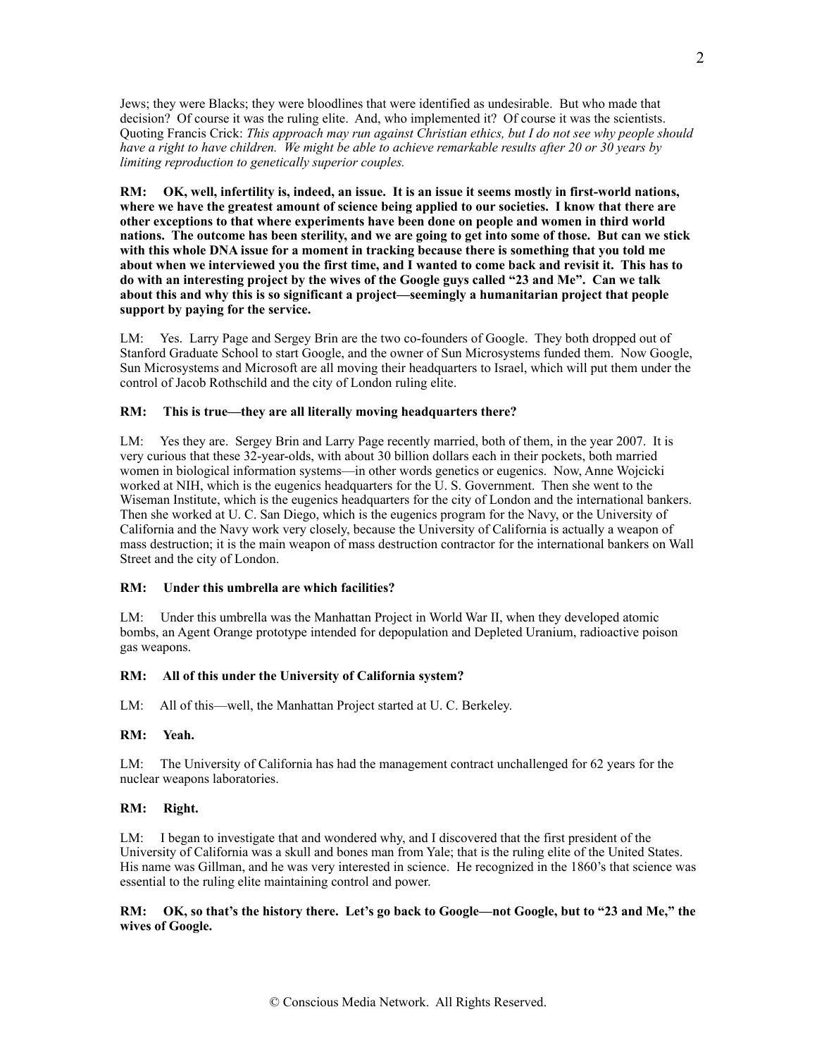Jews; they were Blacks; they were bloodlines that were identified as undesirable. But who made that decision? Of course it was the ruling elite. And, who implemented it? Of course it was the scientists. Quoting Francis Crick: *This approach may run against Christian ethics, but I do not see why people should have a right to have children. We might be able to achieve remarkable results after 20 or 30 years by limiting reproduction to genetically superior couples.*

**RM: OK, well, infertility is, indeed, an issue. It is an issue it seems mostly in first-world nations, where we have the greatest amount of science being applied to our societies. I know that there are other exceptions to that where experiments have been done on people and women in third world nations. The outcome has been sterility, and we are going to get into some of those. But can we stick with this whole DNA issue for a moment in tracking because there is something that you told me about when we interviewed you the first time, and I wanted to come back and revisit it. This has to do with an interesting project by the wives of the Google guys called "23 and Me". Can we talk about this and why this is so significant a project—seemingly a humanitarian project that people support by paying for the service.**

LM: Yes. Larry Page and Sergey Brin are the two co-founders of Google. They both dropped out of Stanford Graduate School to start Google, and the owner of Sun Microsystems funded them. Now Google, Sun Microsystems and Microsoft are all moving their headquarters to Israel, which will put them under the control of Jacob Rothschild and the city of London ruling elite.

**RM: This is true—they are all literally moving headquarters there?**

LM: Yes they are. Sergey Brin and Larry Page recently married, both of them, in the year 2007. It is very curious that these 32-year-olds, with about 30 billion dollars each in their pockets, both married women in biological information systems—in other words genetics or eugenics. Now, Anne Wojcicki worked at NIH, which is the eugenics headquarters for the U. S. Government. Then she went to the Wiseman Institute, which is the eugenics headquarters for the city of London and the international bankers. Then she worked at U. C. San Diego, which is the eugenics program for the Navy, or the University of California and the Navy work very closely, because the University of California is actually a weapon of mass destruction; it is the main weapon of mass destruction contractor for the international bankers on Wall Street and the city of London.

**RM: Under this umbrella are which facilities?**

LM: Under this umbrella was the Manhattan Project in World War II, when they developed atomic bombs, an Agent Orange prototype intended for depopulation and Depleted Uranium, radioactive poison gas weapons.

**RM: All of this under the University of California system?**

LM: All of this—well, the Manhattan Project started at U. C. Berkeley.

**RM: Yeah.**

LM: The University of California has had the management contract unchallenged for 62 years for the nuclear weapons laboratories.

**RM: Right.**

LM: I began to investigate that and wondered why, and I discovered that the first president of the University of California was a skull and bones man from Yale; that is the ruling elite of the United States. His name was Gillman, and he was very interested in science. He recognized in the 1860's that science was essential to the ruling elite maintaining control and power.

**RM: OK, so that's the history there. Let's go back to Google—not Google, but to "23 and Me," the wives of Google.**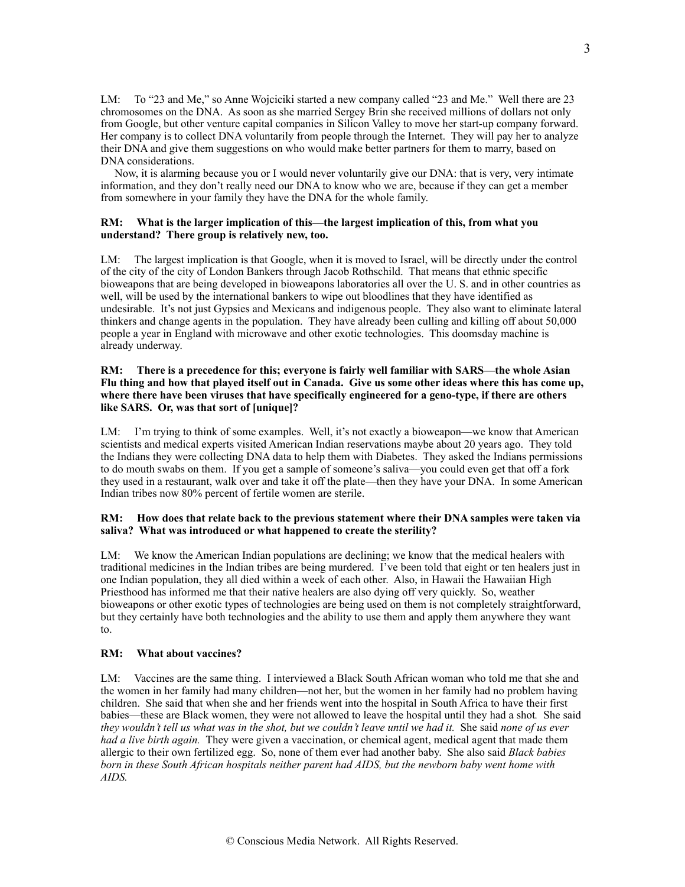LM: To "23 and Me," so Anne Wojciciki started a new company called "23 and Me." Well there are 23 chromosomes on the DNA. As soon as she married Sergey Brin she received millions of dollars not only from Google, but other venture capital companies in Silicon Valley to move her start-up company forward. Her company is to collect DNA voluntarily from people through the Internet. They will pay her to analyze their DNA and give them suggestions on who would make better partners for them to marry, based on DNA considerations.

Now, it is alarming because you or I would never voluntarily give our DNA: that is very, very intimate information, and they don't really need our DNA to know who we are, because if they can get a member from somewhere in your family they have the DNA for the whole family.

**RM: What is the larger implication of this—the largest implication of this, from what you understand? There group is relatively new, too.**

LM: The largest implication is that Google, when it is moved to Israel, will be directly under the control of the city of the city of London Bankers through Jacob Rothschild. That means that ethnic specific bioweapons that are being developed in bioweapons laboratories all over the U. S. and in other countries as well, will be used by the international bankers to wipe out bloodlines that they have identified as undesirable. It's not just Gypsies and Mexicans and indigenous people. They also want to eliminate lateral thinkers and change agents in the population. They have already been culling and killing off about 50,000 people a year in England with microwave and other exotic technologies. This doomsday machine is already underway.

**RM: There is a precedence for this; everyone is fairly well familiar with SARS—the whole Asian Flu thing and how that played itself out in Canada. Give us some other ideas where this has come up, where there have been viruses that have specifically engineered for a geno-type, if there are others like SARS. Or, was that sort of [unique]?**

LM: I'm trying to think of some examples. Well, it's not exactly a bioweapon—we know that American scientists and medical experts visited American Indian reservations maybe about 20 years ago. They told the Indians they were collecting DNA data to help them with Diabetes. They asked the Indians permissions to do mouth swabs on them. If you get a sample of someone's saliva—you could even get that off a fork they used in a restaurant, walk over and take it off the plate—then they have your DNA. In some American Indian tribes now 80% percent of fertile women are sterile.

**RM: How does that relate back to the previous statement where their DNA samples were taken via saliva? What was introduced or what happened to create the sterility?**

LM: We know the American Indian populations are declining; we know that the medical healers with traditional medicines in the Indian tribes are being murdered. I've been told that eight or ten healers just in one Indian population, they all died within a week of each other. Also, in Hawaii the Hawaiian High Priesthood has informed me that their native healers are also dying off very quickly. So, weather bioweapons or other exotic types of technologies are being used on them is not completely straightforward, but they certainly have both technologies and the ability to use them and apply them anywhere they want to.

**RM: What about vaccines?**

LM: Vaccines are the same thing. I interviewed a Black South African woman who told me that she and the women in her family had many children—not her, but the women in her family had no problem having children. She said that when she and her friends went into the hospital in South Africa to have their first babies—these are Black women, they were not allowed to leave the hospital until they had a shot. She said *they wouldn't tell us what was in the shot, but we couldn't leave until we had it.* She said *none of us ever had a live birth again.* They were given a vaccination, or chemical agent, medical agent that made them allergic to their own fertilized egg. So, none of them ever had another baby. She also said *Black babies born in these South African hospitals neither parent had AIDS, but the newborn baby went home with AIDS.*

© Conscious Media Network. All Rights Reserved.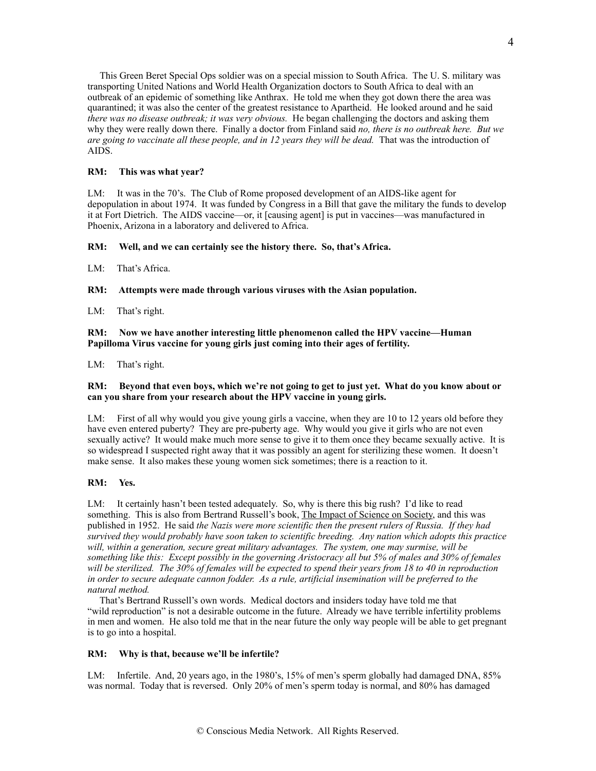This Green Beret Special Ops soldier was on a special mission to South Africa. The U. S. military was transporting United Nations and World Health Organization doctors to South Africa to deal with an outbreak of an epidemic of something like Anthrax. He told me when they got down there the area was quarantined; it was also the center of the greatest resistance to Apartheid. He looked around and he said *there was no disease outbreak; it was very obvious.* He began challenging the doctors and asking them why they were really down there. Finally a doctor from Finland said *no, there is no outbreak here. But we are going to vaccinate all these people, and in 12 years they will be dead.* That was the introduction of AIDS.

**RM: This was what year?**

LM: It was in the 70's. The Club of Rome proposed development of an AIDS-like agent for depopulation in about 1974. It was funded by Congress in a Bill that gave the military the funds to develop it at Fort Dietrich. The AIDS vaccine—or, it [causing agent] is put in vaccines—was manufactured in Phoenix, Arizona in a laboratory and delivered to Africa.

**RM: Well, and we can certainly see the history there. So, that's Africa.**

LM: That's Africa.

**RM: Attempts were made through various viruses with the Asian population.**

LM: That's right.

**RM: Now we have another interesting little phenomenon called the HPV vaccine—Human Papilloma Virus vaccine for young girls just coming into their ages of fertility.**

LM: That's right.

**RM: Beyond that even boys, which we're not going to get to just yet. What do you know about or can you share from your research about the HPV vaccine in young girls.**

LM: First of all why would you give young girls a vaccine, when they are 10 to 12 years old before they have even entered puberty? They are pre-puberty age. Why would you give it girls who are not even sexually active? It would make much more sense to give it to them once they became sexually active. It is so widespread I suspected right away that it was possibly an agent for sterilizing these women. It doesn't make sense. It also makes these young women sick sometimes; there is a reaction to it.

**RM: Yes.**

LM: It certainly hasn't been tested adequately. So, why is there this big rush? I'd like to read something. This is also from Bertrand Russell's book, The Impact of Science on Society, and this was published in 1952. He said *the Nazis were more scientific then the present rulers of Russia. If they had survived they would probably have soon taken to scientific breeding. Any nation which adopts this practice will, within a generation, secure great military advantages. The system, one may surmise, will be something like this: Except possibly in the governing Aristocracy all but 5% of males and 30% of females will be sterilized. The 30% of females will be expected to spend their years from 18 to 40 in reproduction in order to secure adequate cannon fodder. As a rule, artificial insemination will be preferred to the natural method.*

That's Bertrand Russell's own words. Medical doctors and insiders today have told me that "wild reproduction" is not a desirable outcome in the future. Already we have terrible infertility problems in men and women. He also told me that in the near future the only way people will be able to get pregnant is to go into a hospital.

**RM: Why is that, because we'll be infertile?**

LM: Infertile. And, 20 years ago, in the 1980's, 15% of men's sperm globally had damaged DNA, 85% was normal. Today that is reversed. Only 20% of men's sperm today is normal, and 80% has damaged

© Conscious Media Network. All Rights Reserved.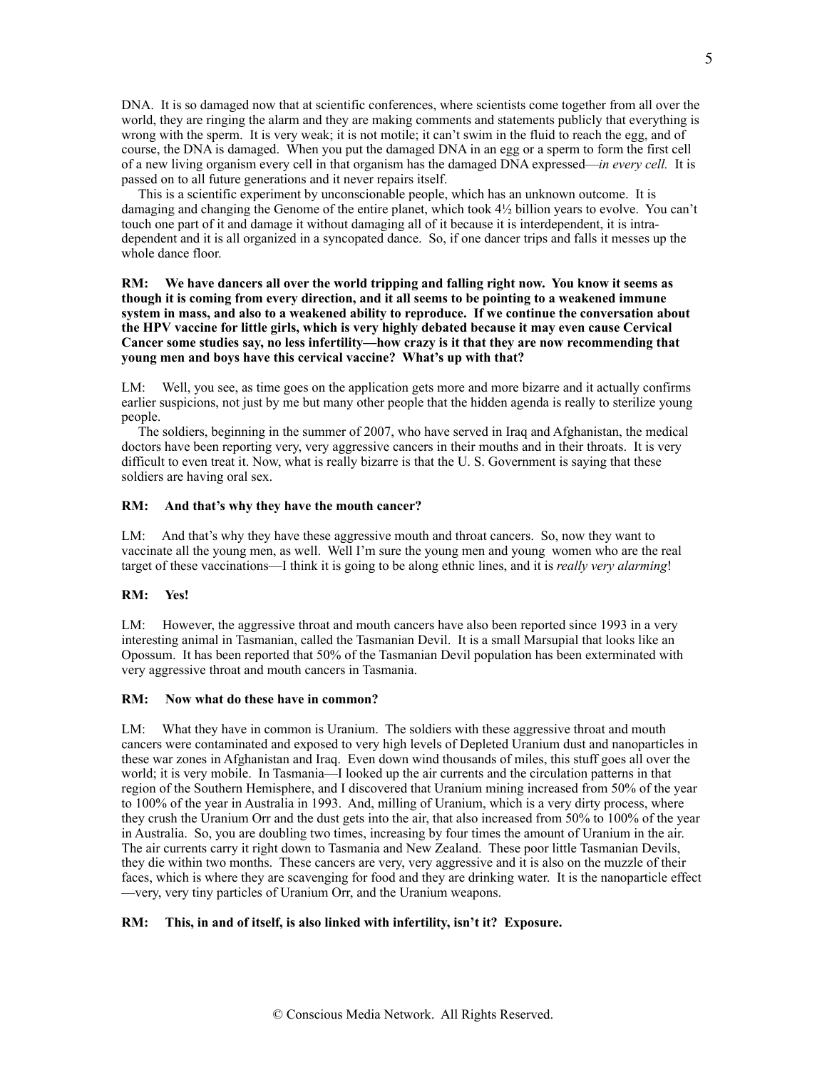DNA. It is so damaged now that at scientific conferences, where scientists come together from all over the world, they are ringing the alarm and they are making comments and statements publicly that everything is wrong with the sperm. It is very weak; it is not motile; it can't swim in the fluid to reach the egg, and of course, the DNA is damaged. When you put the damaged DNA in an egg or a sperm to form the first cell of a new living organism every cell in that organism has the damaged DNA expressed—*in every cell.* It is passed on to all future generations and it never repairs itself.

This is a scientific experiment by unconscionable people, which has an unknown outcome. It is damaging and changing the Genome of the entire planet, which took 4½ billion years to evolve. You can't touch one part of it and damage it without damaging all of it because it is interdependent, it is intra-dependent and it is all organized in a syncopated dance. So, if one dancer trips and falls it messes up the whole dance floor.

**RM: We have dancers all over the world tripping and falling right now. You know it seems as though it is coming from every direction, and it all seems to be pointing to a weakened immune system in mass, and also to a weakened ability to reproduce. If we continue the conversation about the HPV vaccine for little girls, which is very highly debated because it may even cause Cervical Cancer some studies say, no less infertility—how crazy is it that they are now recommending that young men and boys have this cervical vaccine? What's up with that?**

LM: Well, you see, as time goes on the application gets more and more bizarre and it actually confirms earlier suspicions, not just by me but many other people that the hidden agenda is really to sterilize young people.

The soldiers, beginning in the summer of 2007, who have served in Iraq and Afghanistan, the medical doctors have been reporting very, very aggressive cancers in their mouths and in their throats. It is very difficult to even treat it. Now, what is really bizarre is that the U. S. Government is saying that these soldiers are having oral sex.

**RM: And that's why they have the mouth cancer?**

LM: And that's why they have these aggressive mouth and throat cancers. So, now they want to vaccinate all the young men, as well. Well I'm sure the young men and young women who are the real target of these vaccinations—I think it is going to be along ethnic lines, and it is *really very alarming*!

**RM: Yes!**

LM: However, the aggressive throat and mouth cancers have also been reported since 1993 in a very interesting animal in Tasmanian, called the Tasmanian Devil. It is a small Marsupial that looks like an Opossum. It has been reported that 50% of the Tasmanian Devil population has been exterminated with very aggressive throat and mouth cancers in Tasmania.

**RM: Now what do these have in common?**

LM: What they have in common is Uranium. The soldiers with these aggressive throat and mouth cancers were contaminated and exposed to very high levels of Depleted Uranium dust and nanoparticles in these war zones in Afghanistan and Iraq. Even down wind thousands of miles, this stuff goes all over the world; it is very mobile. In Tasmania—I looked up the air currents and the circulation patterns in that region of the Southern Hemisphere, and I discovered that Uranium mining increased from 50% of the year to 100% of the year in Australia in 1993. And, milling of Uranium, which is a very dirty process, where they crush the Uranium Orr and the dust gets into the air, that also increased from 50% to 100% of the year in Australia. So, you are doubling two times, increasing by four times the amount of Uranium in the air. The air currents carry it right down to Tasmania and New Zealand. These poor little Tasmanian Devils, they die within two months. These cancers are very, very aggressive and it is also on the muzzle of their faces, which is where they are scavenging for food and they are drinking water. It is the nanoparticle effect—very, very tiny particles of Uranium Orr, and the Uranium weapons.

**RM: This, in and of itself, is also linked with infertility, isn't it? Exposure.**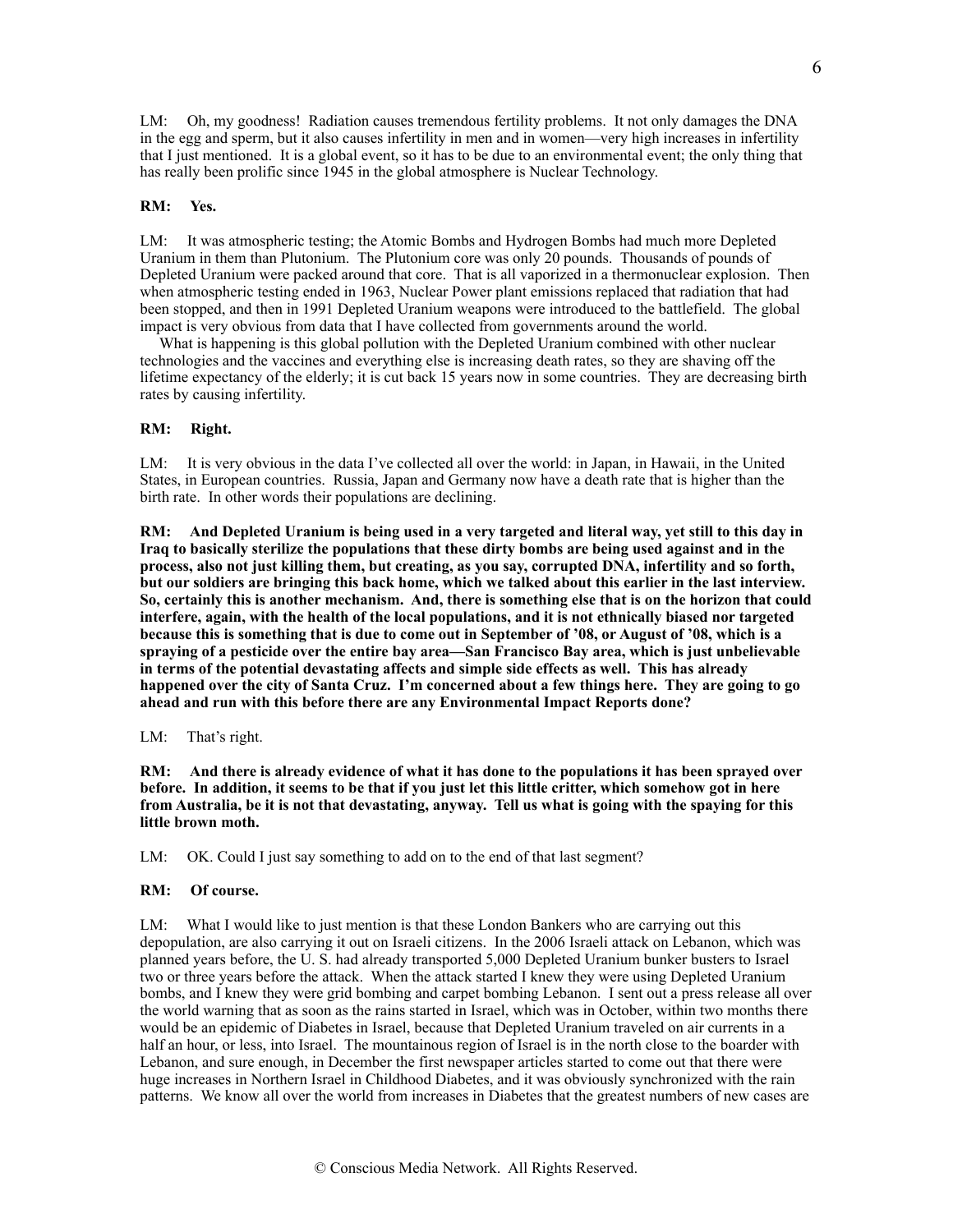LM: Oh, my goodness! Radiation causes tremendous fertility problems. It not only damages the DNA in the egg and sperm, but it also causes infertility in men and in women—very high increases in infertility that I just mentioned. It is a global event, so it has to be due to an environmental event; the only thing that has really been prolific since 1945 in the global atmosphere is Nuclear Technology.

**RM: Yes.**

LM: It was atmospheric testing; the Atomic Bombs and Hydrogen Bombs had much more Depleted Uranium in them than Plutonium. The Plutonium core was only 20 pounds. Thousands of pounds of Depleted Uranium were packed around that core. That is all vaporized in a thermonuclear explosion. Then when atmospheric testing ended in 1963, Nuclear Power plant emissions replaced that radiation that had been stopped, and then in 1991 Depleted Uranium weapons were introduced to the battlefield. The global impact is very obvious from data that I have collected from governments around the world.

What is happening is this global pollution with the Depleted Uranium combined with other nuclear technologies and the vaccines and everything else is increasing death rates, so they are shaving off the lifetime expectancy of the elderly; it is cut back 15 years now in some countries. They are decreasing birth rates by causing infertility.

**RM: Right.**

LM: It is very obvious in the data I've collected all over the world: in Japan, in Hawaii, in the United States, in European countries. Russia, Japan and Germany now have a death rate that is higher than the birth rate. In other words their populations are declining.

**RM: And Depleted Uranium is being used in a very targeted and literal way, yet still to this day in Iraq to basically sterilize the populations that these dirty bombs are being used against and in the process, also not just killing them, but creating, as you say, corrupted DNA, infertility and so forth, but our soldiers are bringing this back home, which we talked about this earlier in the last interview. So, certainly this is another mechanism. And, there is something else that is on the horizon that could interfere, again, with the health of the local populations, and it is not ethnically biased nor targeted because this is something that is due to come out in September of '08, or August of '08, which is a spraying of a pesticide over the entire bay area—San Francisco Bay area, which is just unbelievable in terms of the potential devastating affects and simple side effects as well. This has already happened over the city of Santa Cruz. I'm concerned about a few things here. They are going to go ahead and run with this before there are any Environmental Impact Reports done?**

LM: That's right.

**RM: And there is already evidence of what it has done to the populations it has been sprayed over before. In addition, it seems to be that if you just let this little critter, which somehow got in here from Australia, be it is not that devastating, anyway. Tell us what is going with the spaying for this little brown moth.**

LM: OK. Could I just say something to add on to the end of that last segment?

**RM: Of course.**

LM: What I would like to just mention is that these London Bankers who are carrying out this depopulation, are also carrying it out on Israeli citizens. In the 2006 Israeli attack on Lebanon, which was planned years before, the U. S. had already transported 5,000 Depleted Uranium bunker busters to Israel two or three years before the attack. When the attack started I knew they were using Depleted Uranium bombs, and I knew they were grid bombing and carpet bombing Lebanon. I sent out a press release all over the world warning that as soon as the rains started in Israel, which was in October, within two months there would be an epidemic of Diabetes in Israel, because that Depleted Uranium traveled on air currents in a half an hour, or less, into Israel. The mountainous region of Israel is in the north close to the boarder with Lebanon, and sure enough, in December the first newspaper articles started to come out that there were huge increases in Northern Israel in Childhood Diabetes, and it was obviously synchronized with the rain patterns. We know all over the world from increases in Diabetes that the greatest numbers of new cases are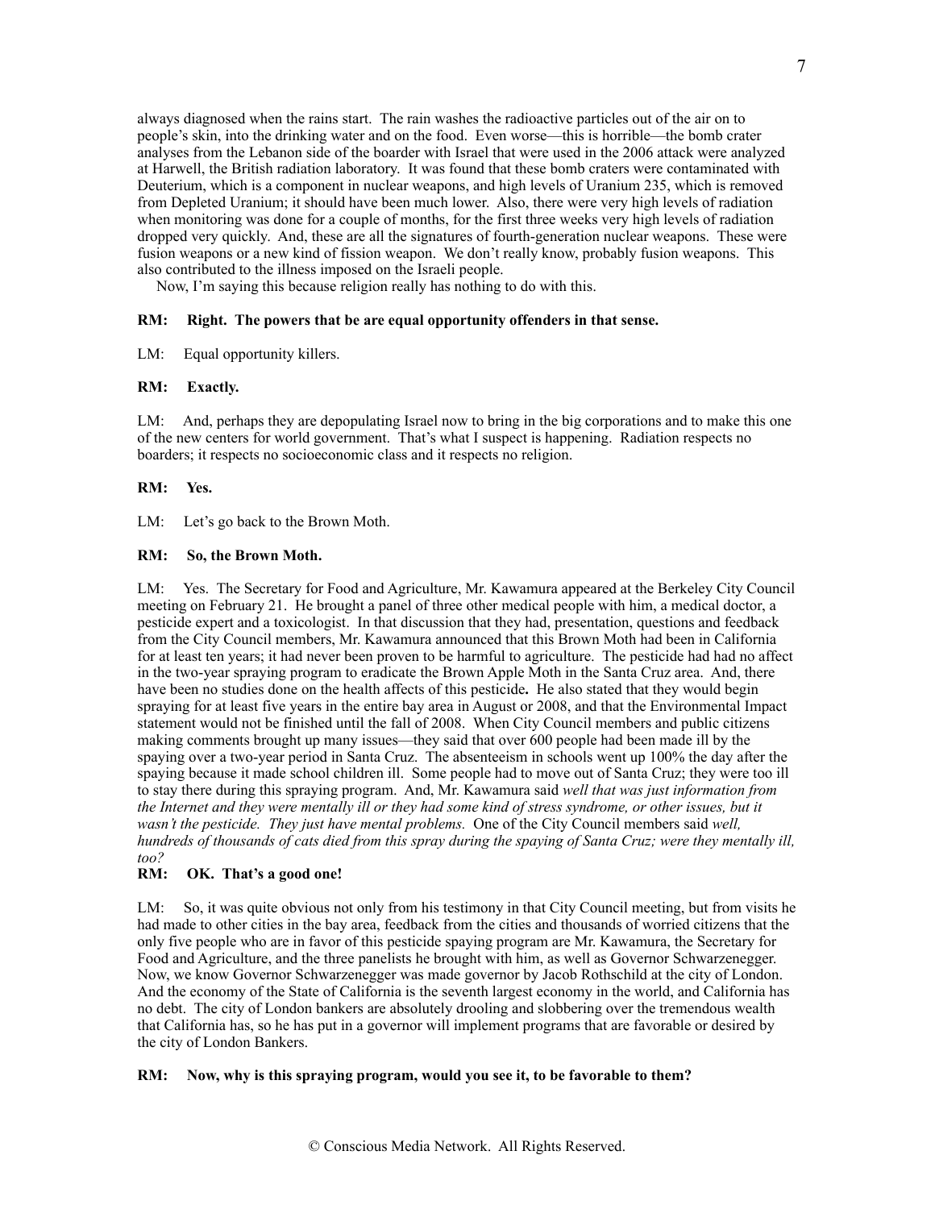always diagnosed when the rains start. The rain washes the radioactive particles out of the air on to people's skin, into the drinking water and on the food. Even worse—this is horrible—the bomb crater analyses from the Lebanon side of the boarder with Israel that were used in the 2006 attack were analyzed at Harwell, the British radiation laboratory. It was found that these bomb craters were contaminated with Deuterium, which is a component in nuclear weapons, and high levels of Uranium 235, which is removed from Depleted Uranium; it should have been much lower. Also, there were very high levels of radiation when monitoring was done for a couple of months, for the first three weeks very high levels of radiation dropped very quickly. And, these are all the signatures of fourth-generation nuclear weapons. These were fusion weapons or a new kind of fission weapon. We don't really know, probably fusion weapons. This also contributed to the illness imposed on the Israeli people.

Now, I'm saying this because religion really has nothing to do with this.

**RM: Right. The powers that be are equal opportunity offenders in that sense.**

LM: Equal opportunity killers.

**RM: Exactly.**

LM: And, perhaps they are depopulating Israel now to bring in the big corporations and to make this one of the new centers for world government. That's what I suspect is happening. Radiation respects no boarders; it respects no socioeconomic class and it respects no religion.

**RM: Yes.**

LM: Let's go back to the Brown Moth.

**RM: So, the Brown Moth.**

LM: Yes. The Secretary for Food and Agriculture, Mr. Kawamura appeared at the Berkeley City Council meeting on February 21. He brought a panel of three other medical people with him, a medical doctor, a pesticide expert and a toxicologist. In that discussion that they had, presentation, questions and feedback from the City Council members, Mr. Kawamura announced that this Brown Moth had been in California for at least ten years; it had never been proven to be harmful to agriculture. The pesticide had had no affect in the two-year spraying program to eradicate the Brown Apple Moth in the Santa Cruz area. And, there have been no studies done on the health affects of this pesticide**.** He also stated that they would begin spraying for at least five years in the entire bay area in August or 2008, and that the Environmental Impact statement would not be finished until the fall of 2008. When City Council members and public citizens making comments brought up many issues—they said that over 600 people had been made ill by the spaying over a two-year period in Santa Cruz. The absenteeism in schools went up 100% the day after the spaying because it made school children ill. Some people had to move out of Santa Cruz; they were too ill to stay there during this spraying program. And, Mr. Kawamura said *well that was just information from the Internet and they were mentally ill or they had some kind of stress syndrome, or other issues, but it wasn't the pesticide. They just have mental problems.* One of the City Council members said *well, hundreds of thousands of cats died from this spray during the spaying of Santa Cruz; were they mentally ill, too?*

**RM: OK. That's a good one!**

LM: So, it was quite obvious not only from his testimony in that City Council meeting, but from visits he had made to other cities in the bay area, feedback from the cities and thousands of worried citizens that the only five people who are in favor of this pesticide spaying program are Mr. Kawamura, the Secretary for Food and Agriculture, and the three panelists he brought with him, as well as Governor Schwarzenegger. Now, we know Governor Schwarzenegger was made governor by Jacob Rothschild at the city of London. And the economy of the State of California is the seventh largest economy in the world, and California has no debt. The city of London bankers are absolutely drooling and slobbering over the tremendous wealth that California has, so he has put in a governor will implement programs that are favorable or desired by the city of London Bankers.

**RM: Now, why is this spraying program, would you see it, to be favorable to them?**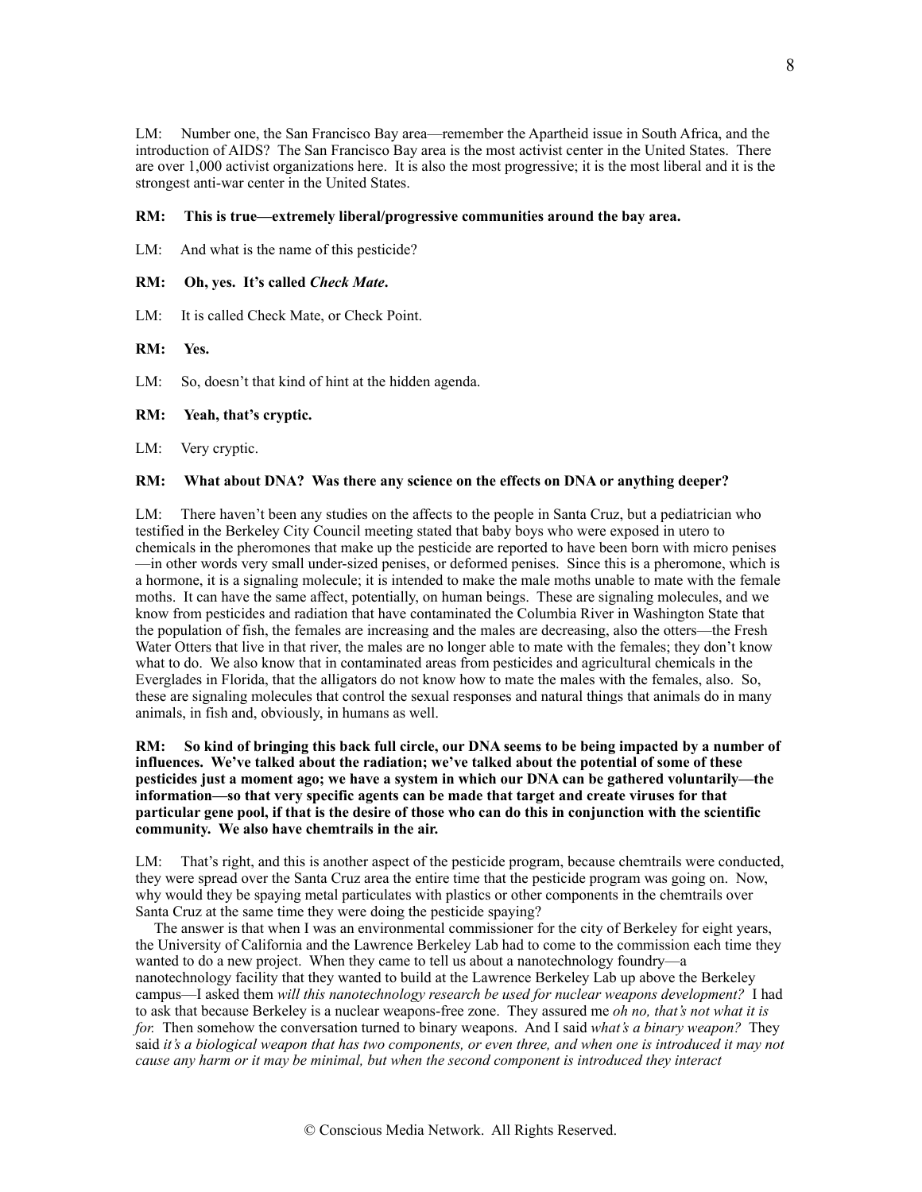LM: Number one, the San Francisco Bay area—remember the Apartheid issue in South Africa, and the introduction of AIDS? The San Francisco Bay area is the most activist center in the United States. There are over 1,000 activist organizations here. It is also the most progressive; it is the most liberal and it is the strongest anti-war center in the United States.

**RM: This is true—extremely liberal/progressive communities around the bay area.**

LM: And what is the name of this pesticide?

**RM: Oh, yes. It's called *Check Mate*.**

LM: It is called Check Mate, or Check Point.

**RM: Yes.**

LM: So, doesn't that kind of hint at the hidden agenda.

**RM: Yeah, that's cryptic.**

LM: Very cryptic.

**RM: What about DNA? Was there any science on the effects on DNA or anything deeper?**

LM: There haven't been any studies on the affects to the people in Santa Cruz, but a pediatrician who testified in the Berkeley City Council meeting stated that baby boys who were exposed in utero to chemicals in the pheromones that make up the pesticide are reported to have been born with micro penises—in other words very small under-sized penises, or deformed penises. Since this is a pheromone, which is a hormone, it is a signaling molecule; it is intended to make the male moths unable to mate with the female moths. It can have the same affect, potentially, on human beings. These are signaling molecules, and we know from pesticides and radiation that have contaminated the Columbia River in Washington State that the population of fish, the females are increasing and the males are decreasing, also the otters—the Fresh Water Otters that live in that river, the males are no longer able to mate with the females; they don't know what to do. We also know that in contaminated areas from pesticides and agricultural chemicals in the Everglades in Florida, that the alligators do not know how to mate the males with the females, also. So, these are signaling molecules that control the sexual responses and natural things that animals do in many animals, in fish and, obviously, in humans as well.

**RM: So kind of bringing this back full circle, our DNA seems to be being impacted by a number of influences. We've talked about the radiation; we've talked about the potential of some of these pesticides just a moment ago; we have a system in which our DNA can be gathered voluntarily—the information—so that very specific agents can be made that target and create viruses for that particular gene pool, if that is the desire of those who can do this in conjunction with the scientific community. We also have chemtrails in the air.**

LM: That's right, and this is another aspect of the pesticide program, because chemtrails were conducted, they were spread over the Santa Cruz area the entire time that the pesticide program was going on. Now, why would they be spaying metal particulates with plastics or other components in the chemtrails over Santa Cruz at the same time they were doing the pesticide spaying?

The answer is that when I was an environmental commissioner for the city of Berkeley for eight years, the University of California and the Lawrence Berkeley Lab had to come to the commission each time they wanted to do a new project. When they came to tell us about a nanotechnology foundry—a nanotechnology facility that they wanted to build at the Lawrence Berkeley Lab up above the Berkeley campus—I asked them *will this nanotechnology research be used for nuclear weapons development?* I had to ask that because Berkeley is a nuclear weapons-free zone. They assured me *oh no, that's not what it is for.* Then somehow the conversation turned to binary weapons. And I said *what's a binary weapon?* They said *it's a biological weapon that has two components, or even three, and when one is introduced it may not cause any harm or it may be minimal, but when the second component is introduced they interact*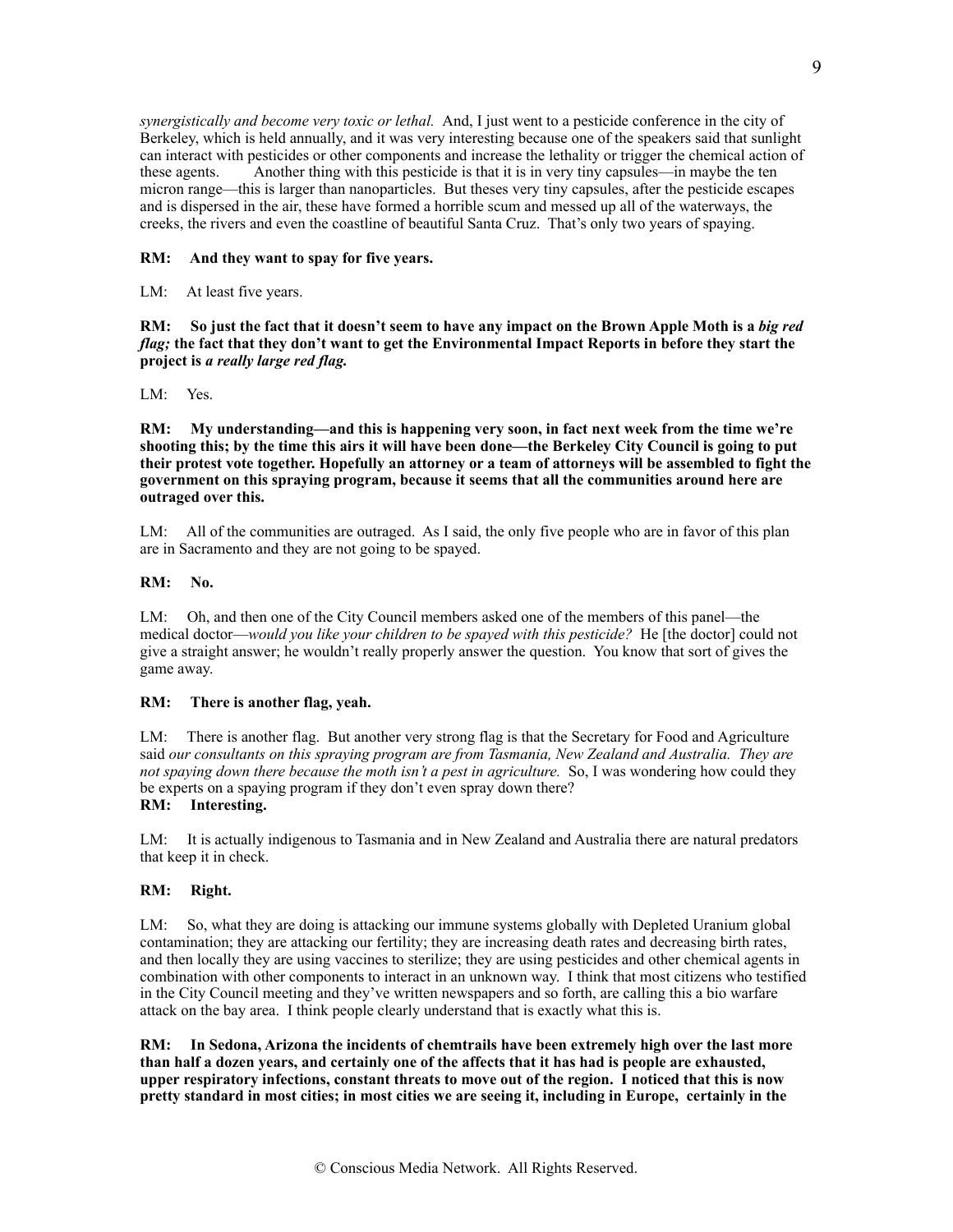*synergistically and become very toxic or lethal.* And, I just went to a pesticide conference in the city of Berkeley, which is held annually, and it was very interesting because one of the speakers said that sunlight can interact with pesticides or other components and increase the lethality or trigger the chemical action of these agents. Another thing with this pesticide is that it is in very tiny capsules—in maybe the ten micron range—this is larger than nanoparticles. But theses very tiny capsules, after the pesticide escapes and is dispersed in the air, these have formed a horrible scum and messed up all of the waterways, the creeks, the rivers and even the coastline of beautiful Santa Cruz. That's only two years of spaying.

**RM: And they want to spay for five years.**

LM: At least five years.

**RM: So just the fact that it doesn't seem to have any impact on the Brown Apple Moth is a *big red flag;* the fact that they don't want to get the Environmental Impact Reports in before they start the project is *a really large red flag.***

LM: Yes.

**RM: My understanding—and this is happening very soon, in fact next week from the time we're shooting this; by the time this airs it will have been done—the Berkeley City Council is going to put their protest vote together. Hopefully an attorney or a team of attorneys will be assembled to fight the government on this spraying program, because it seems that all the communities around here are outraged over this.**

LM: All of the communities are outraged. As I said, the only five people who are in favor of this plan are in Sacramento and they are not going to be spayed.

**RM: No.**

LM: Oh, and then one of the City Council members asked one of the members of this panel—the medical doctor—*would you like your children to be spayed with this pesticide?* He [the doctor] could not give a straight answer; he wouldn't really properly answer the question. You know that sort of gives the game away.

**RM: There is another flag, yeah.**

LM: There is another flag. But another very strong flag is that the Secretary for Food and Agriculture said *our consultants on this spraying program are from Tasmania, New Zealand and Australia. They are not spaying down there because the moth isn't a pest in agriculture.* So, I was wondering how could they be experts on a spaying program if they don't even spray down there?

**RM: Interesting.**

LM: It is actually indigenous to Tasmania and in New Zealand and Australia there are natural predators that keep it in check.

**RM: Right.**

LM: So, what they are doing is attacking our immune systems globally with Depleted Uranium global contamination; they are attacking our fertility; they are increasing death rates and decreasing birth rates, and then locally they are using vaccines to sterilize; they are using pesticides and other chemical agents in combination with other components to interact in an unknown way. I think that most citizens who testified in the City Council meeting and they've written newspapers and so forth, are calling this a bio warfare attack on the bay area. I think people clearly understand that is exactly what this is.

**RM: In Sedona, Arizona the incidents of chemtrails have been extremely high over the last more than half a dozen years, and certainly one of the affects that it has had is people are exhausted, upper respiratory infections, constant threats to move out of the region. I noticed that this is now pretty standard in most cities; in most cities we are seeing it, including in Europe, certainly in the**

© Conscious Media Network. All Rights Reserved.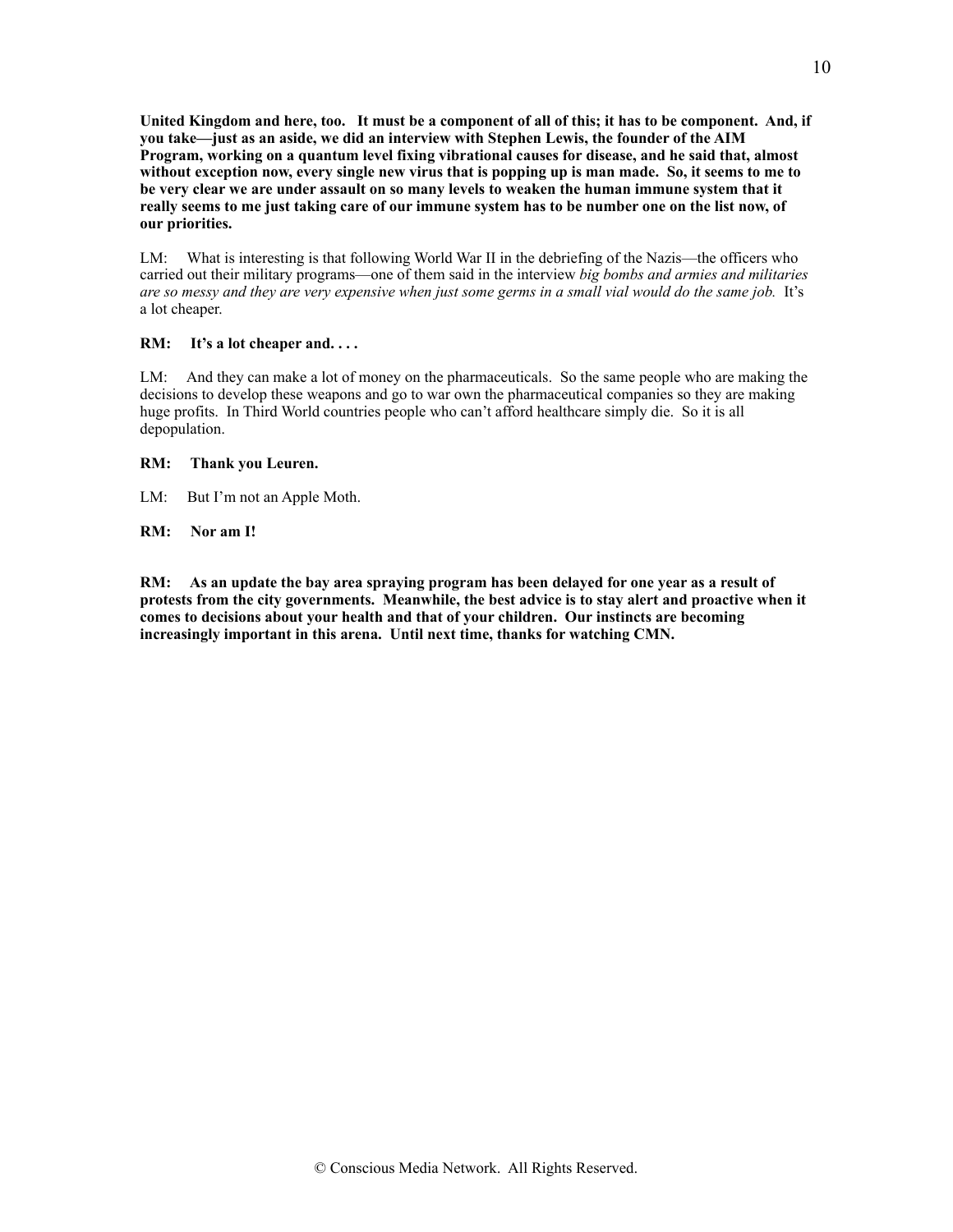**United Kingdom and here, too. It must be a component of all of this; it has to be component. And, if you take—just as an aside, we did an interview with Stephen Lewis, the founder of the AIM Program, working on a quantum level fixing vibrational causes for disease, and he said that, almost without exception now, every single new virus that is popping up is man made. So, it seems to me to be very clear we are under assault on so many levels to weaken the human immune system that it really seems to me just taking care of our immune system has to be number one on the list now, of our priorities.**

LM: What is interesting is that following World War II in the debriefing of the Nazis—the officers who carried out their military programs—one of them said in the interview *big bombs and armies and militaries are so messy and they are very expensive when just some germs in a small vial would do the same job.* It's a lot cheaper.

**RM: It's a lot cheaper and. . . .**

LM: And they can make a lot of money on the pharmaceuticals. So the same people who are making the decisions to develop these weapons and go to war own the pharmaceutical companies so they are making huge profits. In Third World countries people who can't afford healthcare simply die. So it is all depopulation.

**RM: Thank you Leuren.**

LM: But I'm not an Apple Moth.

**RM: Nor am I!**

**RM: As an update the bay area spraying program has been delayed for one year as a result of protests from the city governments. Meanwhile, the best advice is to stay alert and proactive when it comes to decisions about your health and that of your children. Our instincts are becoming increasingly important in this arena. Until next time, thanks for watching CMN.**

© Conscious Media Network. All Rights Reserved.